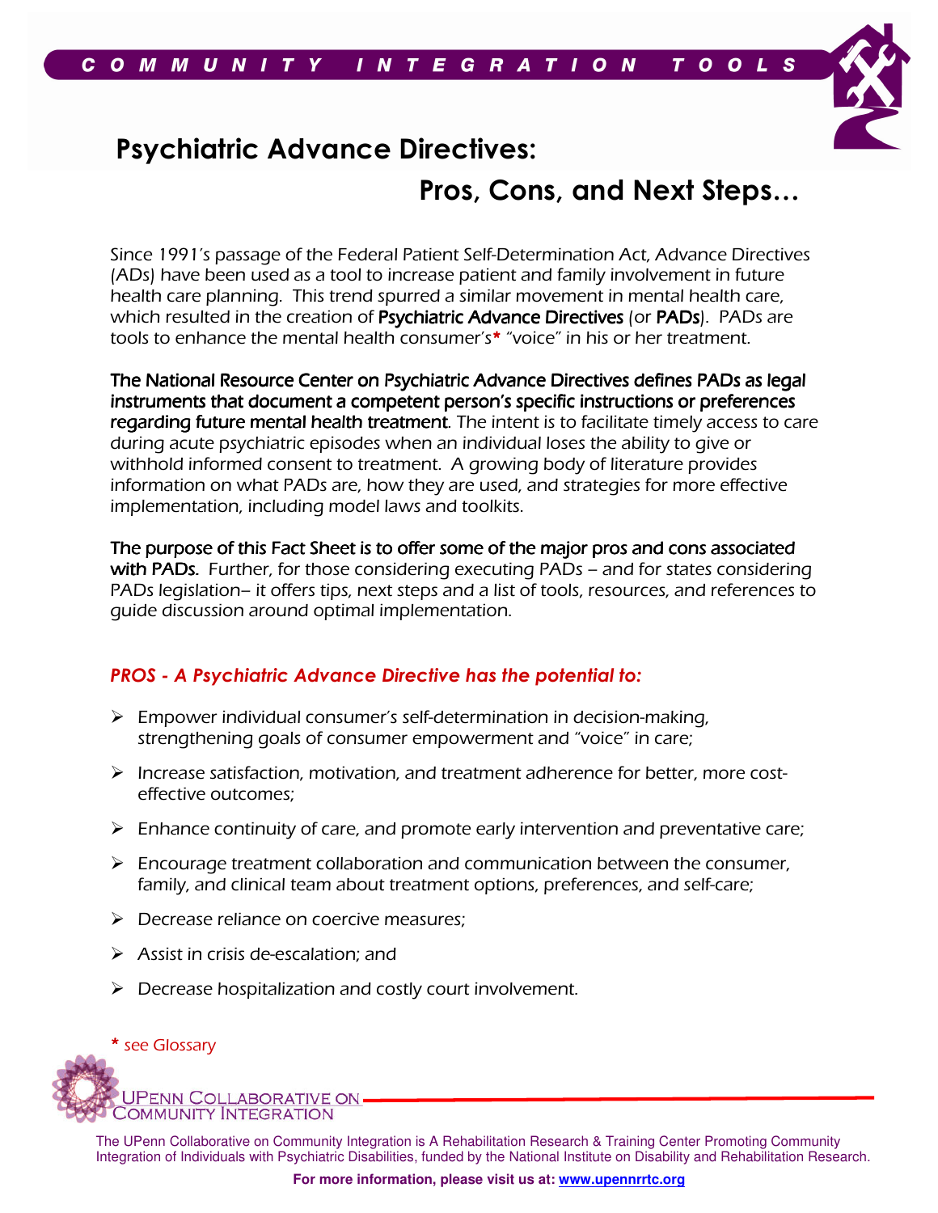# Psychiatric Advance Directives:

## Pros, Cons, and Next Steps…

Since 1991's passage of the Federal Patient Self-Determination Act, Advance Directives (ADs) have been used as a tool to increase patient and family involvement in future health care planning. This trend spurred a similar movement in mental health care, which resulted in the creation of **Psychiatric Advance Directives** (or **PADs**). PADs are tools to enhance the mental health consumer's* "voice" in his or her treatment.

**The National Resource Center on Psychiatric Advance Directives defines PADs as legal instruments that document a competent person's specific instructions or preferences regarding future mental health treatment**. The intent is to facilitate timely access to care during acute psychiatric episodes when an individual loses the ability to give or withhold informed consent to treatment. A growing body of literature provides information on what PADs are, how they are used, and strategies for more effective implementation, including model laws and toolkits.

**The purpose of this Fact Sheet is to offer some of the major pros and cons associated with PADs.** Further, for those considering executing PADs – and for states considering PADs legislation– it offers tips, next steps and a list of tools, resources, and references to guide discussion around optimal implementation.

### *PROS - A Psychiatric Advance Directive has the potential to:*

- Empower individual consumer's self-determination in decision-making, strengthening goals of consumer empowerment and "voice" in care;
- Increase satisfaction, motivation, and treatment adherence for better, more cost-effective outcomes;
- Enhance continuity of care, and promote early intervention and preventative care;
- Encourage treatment collaboration and communication between the consumer, family, and clinical team about treatment options, preferences, and self-care;
- Decrease reliance on coercive measures;
- Assist in crisis de-escalation; and
- Decrease hospitalization and costly court involvement.

\* see Glossary

UPenn Collaborative on Community Integration

The UPenn Collaborative on Community Integration is A Rehabilitation Research & Training Center Promoting Community Integration of Individuals with Psychiatric Disabilities, funded by the National Institute on Disability and Rehabilitation Research.

**For more information, please visit us at: www.upennrrtc.org**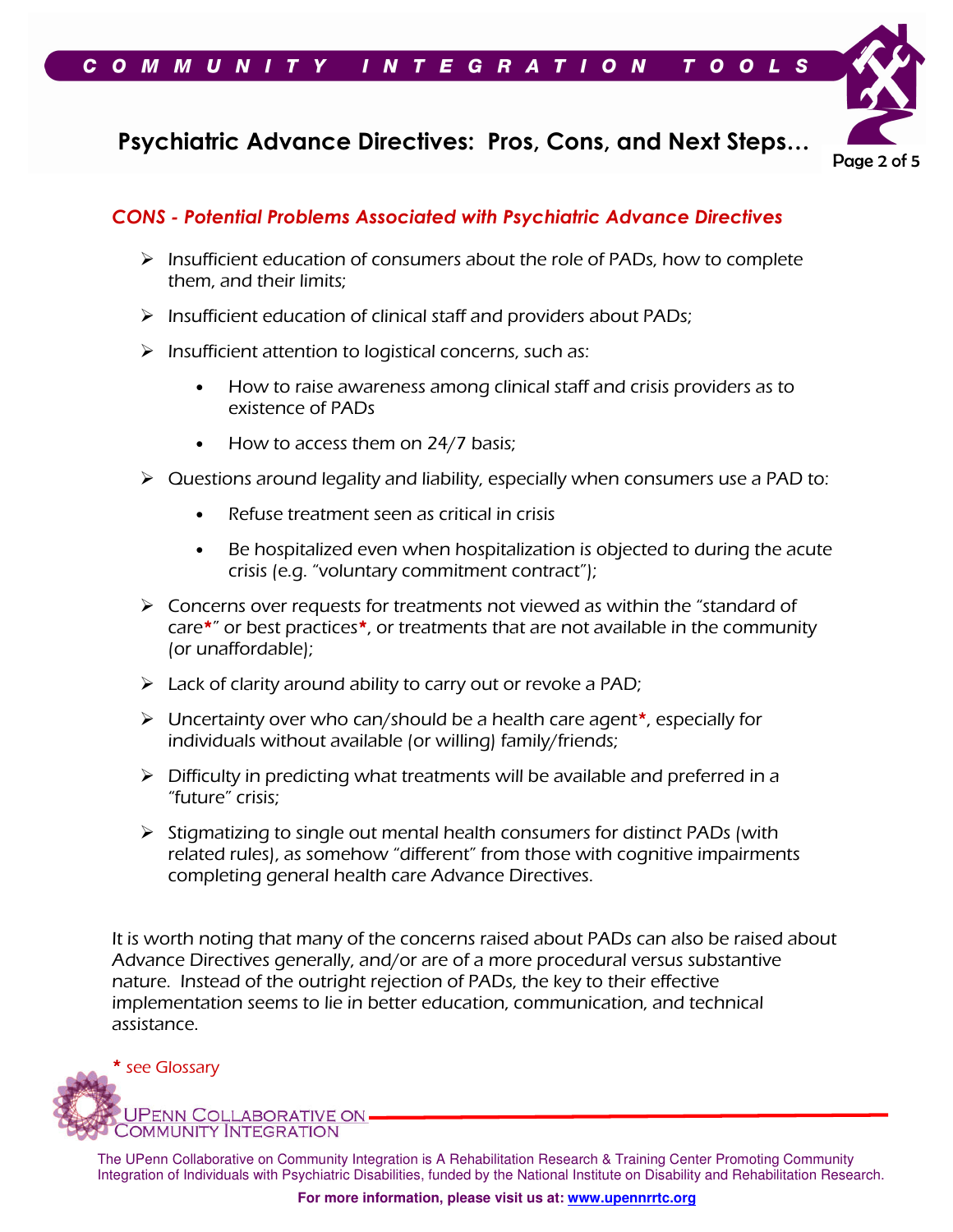## CONS - Potential Problems Associated with Psychiatric Advance Directives

- Insufficient education of consumers about the role of PADs, how to complete them, and their limits;
- Insufficient education of clinical staff and providers about PADs;
- Insufficient attention to logistical concerns, such as:
  - How to raise awareness among clinical staff and crisis providers as to existence of PADs
  - How to access them on 24/7 basis;
- Questions around legality and liability, especially when consumers use a PAD to:
  - Refuse treatment seen as critical in crisis
  - Be hospitalized even when hospitalization is objected to during the acute crisis (e.g. "voluntary commitment contract");
- Concerns over requests for treatments not viewed as within the "standard of care*" or best practices*, or treatments that are not available in the community (or unaffordable);
- Lack of clarity around ability to carry out or revoke a PAD;
- Uncertainty over who can/should be a health care agent*, especially for individuals without available (or willing) family/friends;
- Difficulty in predicting what treatments will be available and preferred in a "future" crisis;
- Stigmatizing to single out mental health consumers for distinct PADs (with related rules), as somehow "different" from those with cognitive impairments completing general health care Advance Directives.

It is worth noting that many of the concerns raised about PADs can also be raised about Advance Directives generally, and/or are of a more procedural versus substantive nature. Instead of the outright rejection of PADs, the key to their effective implementation seems to lie in better education, communication, and technical assistance.

\* see Glossary

UPENN COLLABORATIVE ON COMMUNITY INTEGRATION

The UPenn Collaborative on Community Integration is A Rehabilitation Research & Training Center Promoting Community Integration of Individuals with Psychiatric Disabilities, funded by the National Institute on Disability and Rehabilitation Research.

**For more information, please visit us at: www.upennrrtc.org**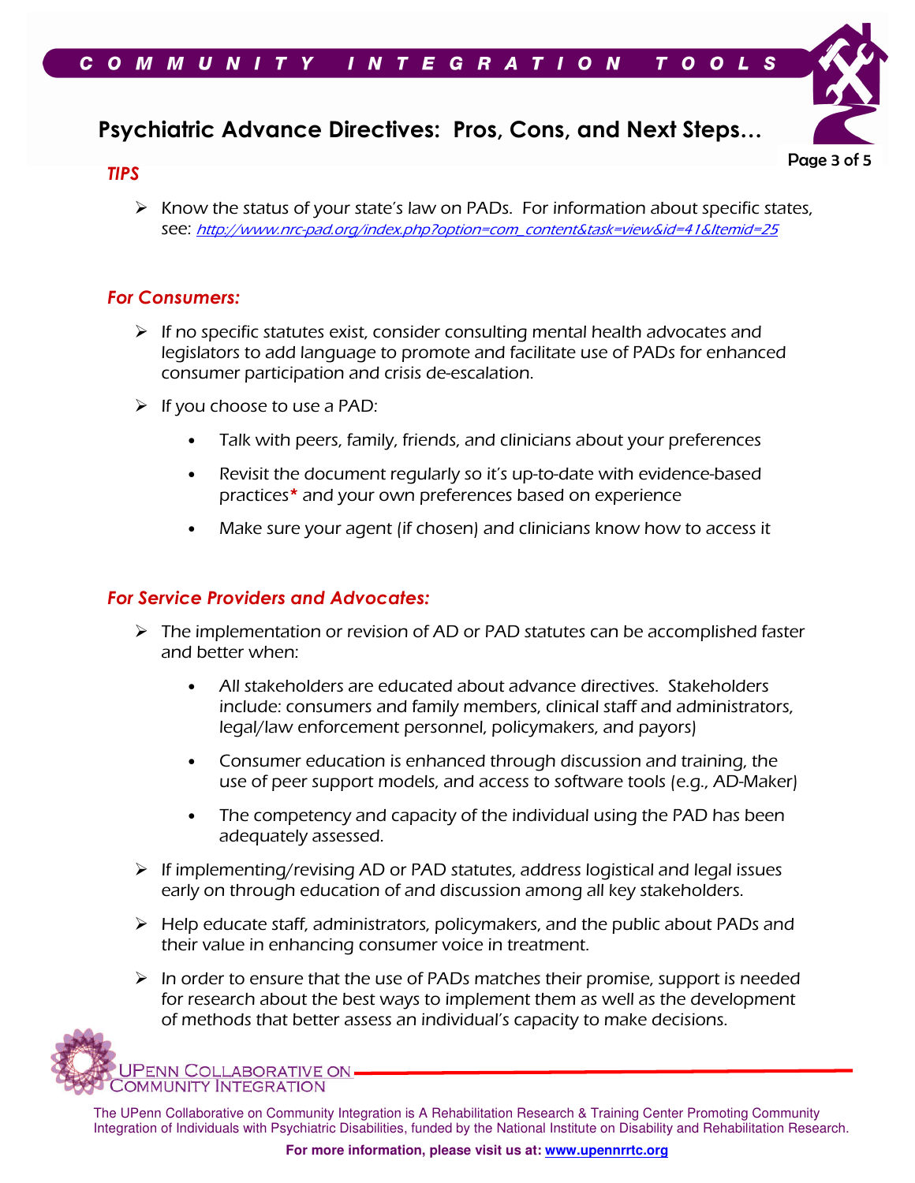# Psychiatric Advance Directives: Pros, Cons, and Next Steps…

## *TIPS*

- Know the status of your state's law on PADs. For information about specific states, see: *http://www.nrc-pad.org/index.php?option=com_content&task=view&id=41&Itemid=25*

### *For Consumers:*

- If no specific statutes exist, consider consulting mental health advocates and legislators to add language to promote and facilitate use of PADs for enhanced consumer participation and crisis de-escalation.
- If you choose to use a PAD:
  - Talk with peers, family, friends, and clinicians about your preferences
  - Revisit the document regularly so it's up-to-date with evidence-based practices* and your own preferences based on experience
  - Make sure your agent (if chosen) and clinicians know how to access it

### *For Service Providers and Advocates:*

- The implementation or revision of AD or PAD statutes can be accomplished faster and better when:
  - All stakeholders are educated about advance directives. Stakeholders include: consumers and family members, clinical staff and administrators, legal/law enforcement personnel, policymakers, and payors)
  - Consumer education is enhanced through discussion and training, the use of peer support models, and access to software tools (e.g., AD-Maker)
  - The competency and capacity of the individual using the PAD has been adequately assessed.
- If implementing/revising AD or PAD statutes, address logistical and legal issues early on through education of and discussion among all key stakeholders.
- Help educate staff, administrators, policymakers, and the public about PADs and their value in enhancing consumer voice in treatment.
- In order to ensure that the use of PADs matches their promise, support is needed for research about the best ways to implement them as well as the development of methods that better assess an individual's capacity to make decisions.

UPenn Collaborative on Community Integration

The UPenn Collaborative on Community Integration is A Rehabilitation Research & Training Center Promoting Community Integration of Individuals with Psychiatric Disabilities, funded by the National Institute on Disability and Rehabilitation Research.

**For more information, please visit us at: www.upennrrtc.org**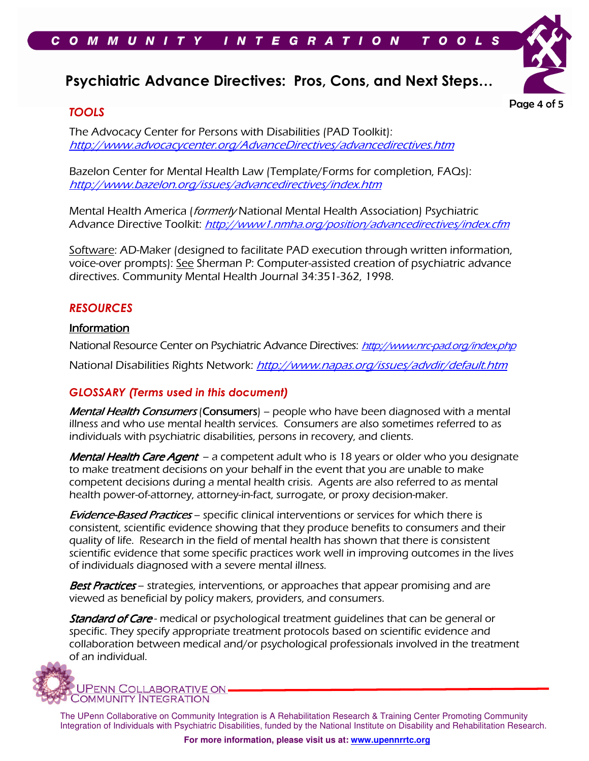## TOOLS

The Advocacy Center for Persons with Disabilities (PAD Toolkit): http://www.advocacycenter.org/AdvanceDirectives/advancedirectives.htm

Bazelon Center for Mental Health Law (Template/Forms for completion, FAQs): http://www.bazelon.org/issues/advancedirectives/index.htm

Mental Health America (*formerly* National Mental Health Association) Psychiatric Advance Directive Toolkit: http://www1.nmha.org/position/advancedirectives/index.cfm

Software: AD-Maker (designed to facilitate PAD execution through written information, voice-over prompts): See Sherman P: Computer-assisted creation of psychiatric advance directives. Community Mental Health Journal 34:351-362, 1998.

## RESOURCES

### Information

National Resource Center on Psychiatric Advance Directives: http://www.nrc-pad.org/index.php

National Disabilities Rights Network: http://www.napas.org/issues/advdir/default.htm

## GLOSSARY (Terms used in this document)

***Mental Health Consumers*** (Consumers) – people who have been diagnosed with a mental illness and who use mental health services. Consumers are also sometimes referred to as individuals with psychiatric disabilities, persons in recovery, and clients.

***Mental Health Care Agent*** – a competent adult who is 18 years or older who you designate to make treatment decisions on your behalf in the event that you are unable to make competent decisions during a mental health crisis. Agents are also referred to as mental health power-of-attorney, attorney-in-fact, surrogate, or proxy decision-maker.

***Evidence-Based Practices*** – specific clinical interventions or services for which there is consistent, scientific evidence showing that they produce benefits to consumers and their quality of life. Research in the field of mental health has shown that there is consistent scientific evidence that some specific practices work well in improving outcomes in the lives of individuals diagnosed with a severe mental illness.

***Best Practices*** – strategies, interventions, or approaches that appear promising and are viewed as beneficial by policy makers, providers, and consumers.

***Standard of Care*** - medical or psychological treatment guidelines that can be general or specific. They specify appropriate treatment protocols based on scientific evidence and collaboration between medical and/or psychological professionals involved in the treatment of an individual.

UPenn Collaborative on Community Integration

The UPenn Collaborative on Community Integration is A Rehabilitation Research & Training Center Promoting Community Integration of Individuals with Psychiatric Disabilities, funded by the National Institute on Disability and Rehabilitation Research.

**For more information, please visit us at: www.upennrrtc.org**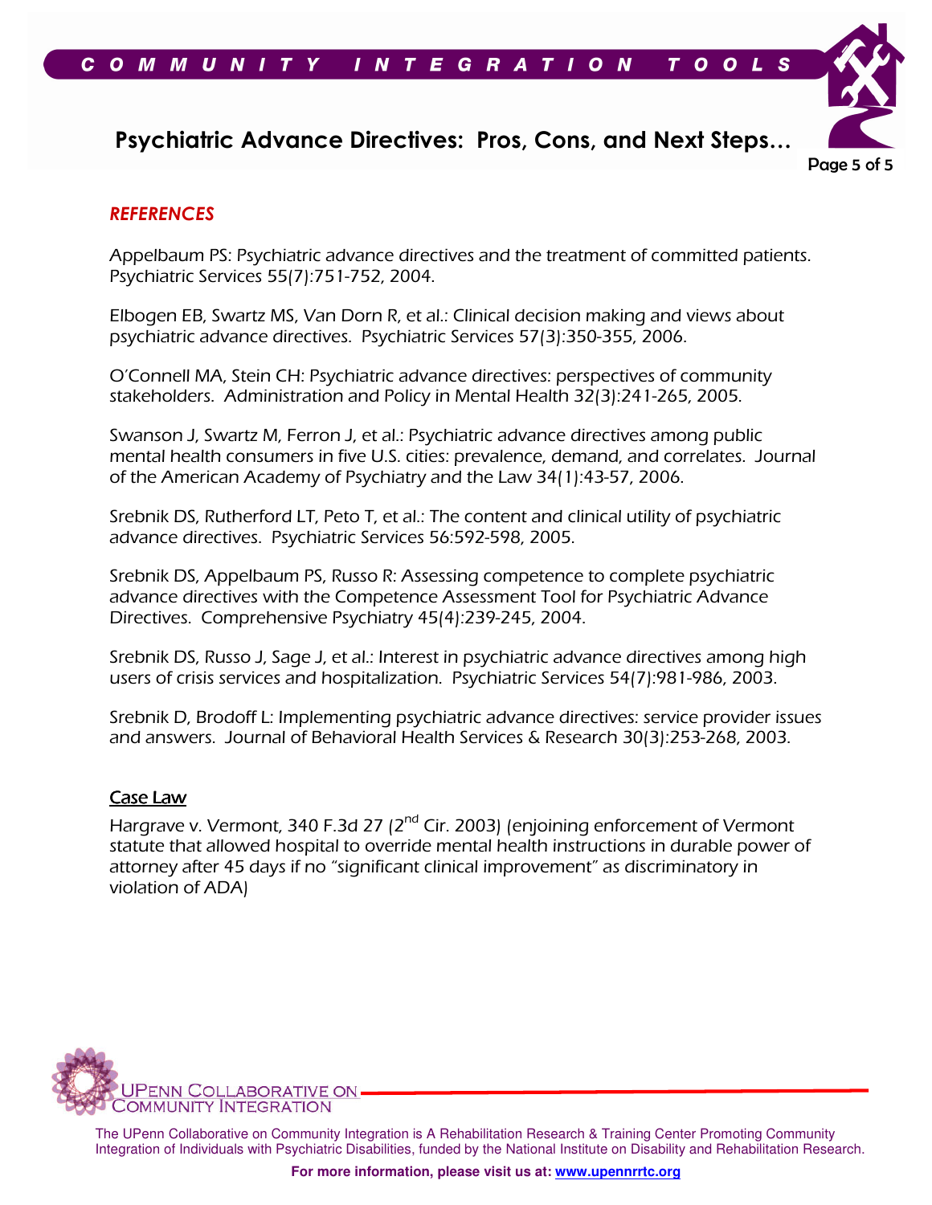## *REFERENCES*

Appelbaum PS: Psychiatric advance directives and the treatment of committed patients. Psychiatric Services 55(7):751-752, 2004.

Elbogen EB, Swartz MS, Van Dorn R, et al.: Clinical decision making and views about psychiatric advance directives. Psychiatric Services 57(3):350-355, 2006.

O'Connell MA, Stein CH: Psychiatric advance directives: perspectives of community stakeholders. Administration and Policy in Mental Health 32(3):241-265, 2005.

Swanson J, Swartz M, Ferron J, et al.: Psychiatric advance directives among public mental health consumers in five U.S. cities: prevalence, demand, and correlates. Journal of the American Academy of Psychiatry and the Law 34(1):43-57, 2006.

Srebnik DS, Rutherford LT, Peto T, et al.: The content and clinical utility of psychiatric advance directives. Psychiatric Services 56:592-598, 2005.

Srebnik DS, Appelbaum PS, Russo R: Assessing competence to complete psychiatric advance directives with the Competence Assessment Tool for Psychiatric Advance Directives. Comprehensive Psychiatry 45(4):239-245, 2004.

Srebnik DS, Russo J, Sage J, et al.: Interest in psychiatric advance directives among high users of crisis services and hospitalization. Psychiatric Services 54(7):981-986, 2003.

Srebnik D, Brodoff L: Implementing psychiatric advance directives: service provider issues and answers. Journal of Behavioral Health Services & Research 30(3):253-268, 2003.

### Case Law

Hargrave v. Vermont, 340 F.3d 27 (2nd Cir. 2003) (enjoining enforcement of Vermont statute that allowed hospital to override mental health instructions in durable power of attorney after 45 days if no "significant clinical improvement" as discriminatory in violation of ADA)

UPENN COLLABORATIVE ON COMMUNITY INTEGRATION

The UPenn Collaborative on Community Integration is A Rehabilitation Research & Training Center Promoting Community Integration of Individuals with Psychiatric Disabilities, funded by the National Institute on Disability and Rehabilitation Research.

**For more information, please visit us at: www.upennrrtc.org**